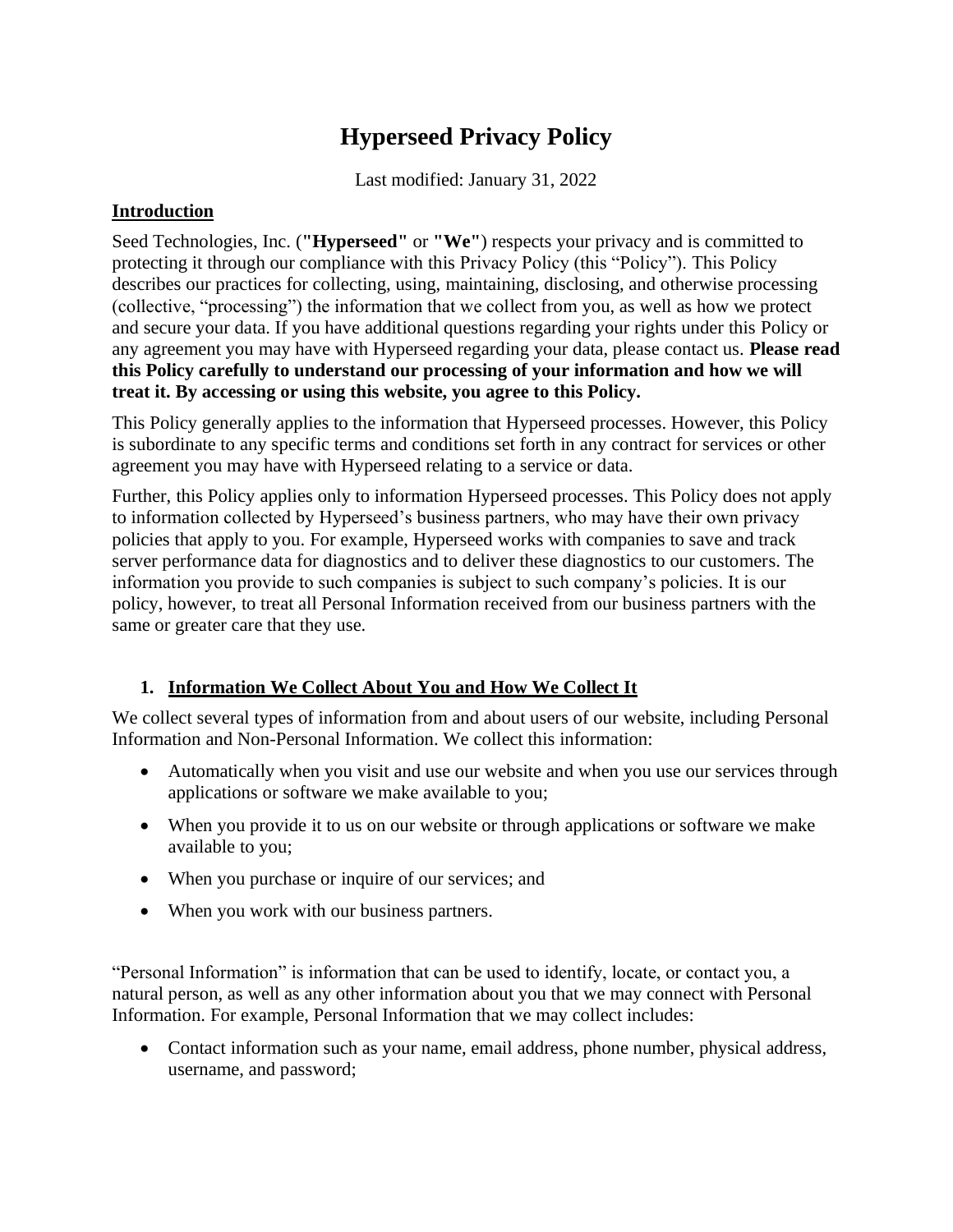# Hyperseed Privacy Policy

Last modified: January 31, 2022

## Introduction

Seed Technologies, Inc. (**"Hyperseed"** or **"We"**) respects your privacy and is committed to protecting it through our compliance with this Privacy Policy (this "Policy"). This Policy describes our practices for collecting, using, maintaining, disclosing, and otherwise processing (collective, "processing") the information that we collect from you, as well as how we protect and secure your data. If you have additional questions regarding your rights under this Policy or any agreement you may have with Hyperseed regarding your data, please contact us. **Please read this Policy carefully to understand our processing of your information and how we will treat it. By accessing or using this website, you agree to this Policy.**

This Policy generally applies to the information that Hyperseed processes. However, this Policy is subordinate to any specific terms and conditions set forth in any contract for services or other agreement you may have with Hyperseed relating to a service or data.

Further, this Policy applies only to information Hyperseed processes. This Policy does not apply to information collected by Hyperseed's business partners, who may have their own privacy policies that apply to you. For example, Hyperseed works with companies to save and track server performance data for diagnostics and to deliver these diagnostics to our customers. The information you provide to such companies is subject to such company's policies. It is our policy, however, to treat all Personal Information received from our business partners with the same or greater care that they use.

## 1. Information We Collect About You and How We Collect It

We collect several types of information from and about users of our website, including Personal Information and Non-Personal Information. We collect this information:

- Automatically when you visit and use our website and when you use our services through applications or software we make available to you;
- When you provide it to us on our website or through applications or software we make available to you;
- When you purchase or inquire of our services; and
- When you work with our business partners.

"Personal Information" is information that can be used to identify, locate, or contact you, a natural person, as well as any other information about you that we may connect with Personal Information. For example, Personal Information that we may collect includes:

- Contact information such as your name, email address, phone number, physical address, username, and password;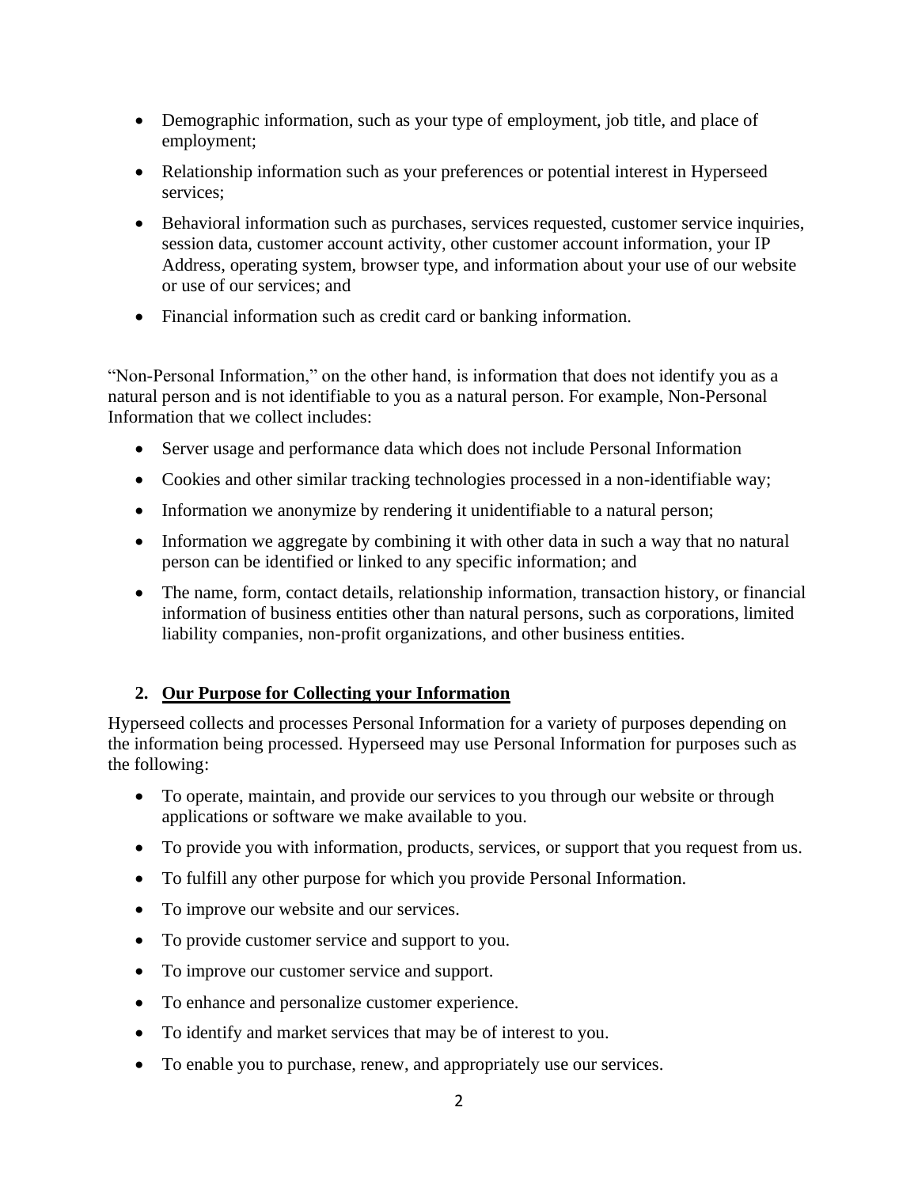- Demographic information, such as your type of employment, job title, and place of employment;
- Relationship information such as your preferences or potential interest in Hyperseed services;
- Behavioral information such as purchases, services requested, customer service inquiries, session data, customer account activity, other customer account information, your IP Address, operating system, browser type, and information about your use of our website or use of our services; and
- Financial information such as credit card or banking information.

"Non-Personal Information," on the other hand, is information that does not identify you as a natural person and is not identifiable to you as a natural person. For example, Non-Personal Information that we collect includes:

- Server usage and performance data which does not include Personal Information
- Cookies and other similar tracking technologies processed in a non-identifiable way;
- Information we anonymize by rendering it unidentifiable to a natural person;
- Information we aggregate by combining it with other data in such a way that no natural person can be identified or linked to any specific information; and
- The name, form, contact details, relationship information, transaction history, or financial information of business entities other than natural persons, such as corporations, limited liability companies, non-profit organizations, and other business entities.

## 2. <u>Our Purpose for Collecting your Information</u>

Hyperseed collects and processes Personal Information for a variety of purposes depending on the information being processed. Hyperseed may use Personal Information for purposes such as the following:

- To operate, maintain, and provide our services to you through our website or through applications or software we make available to you.
- To provide you with information, products, services, or support that you request from us.
- To fulfill any other purpose for which you provide Personal Information.
- To improve our website and our services.
- To provide customer service and support to you.
- To improve our customer service and support.
- To enhance and personalize customer experience.
- To identify and market services that may be of interest to you.
- To enable you to purchase, renew, and appropriately use our services.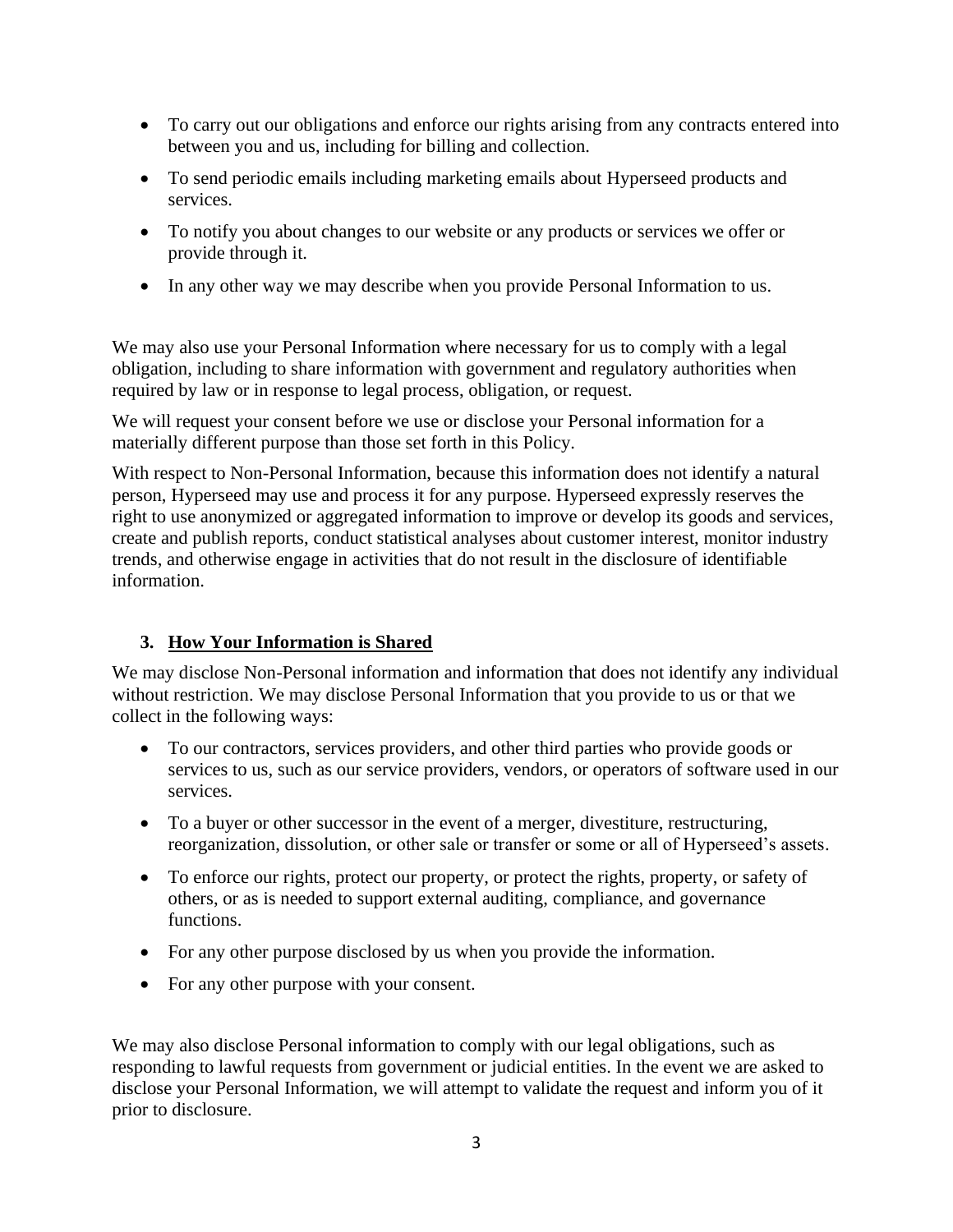- To carry out our obligations and enforce our rights arising from any contracts entered into between you and us, including for billing and collection.
- To send periodic emails including marketing emails about Hyperseed products and services.
- To notify you about changes to our website or any products or services we offer or provide through it.
- In any other way we may describe when you provide Personal Information to us.

We may also use your Personal Information where necessary for us to comply with a legal obligation, including to share information with government and regulatory authorities when required by law or in response to legal process, obligation, or request.

We will request your consent before we use or disclose your Personal information for a materially different purpose than those set forth in this Policy.

With respect to Non-Personal Information, because this information does not identify a natural person, Hyperseed may use and process it for any purpose. Hyperseed expressly reserves the right to use anonymized or aggregated information to improve or develop its goods and services, create and publish reports, conduct statistical analyses about customer interest, monitor industry trends, and otherwise engage in activities that do not result in the disclosure of identifiable information.

## 3. How Your Information is Shared

We may disclose Non-Personal information and information that does not identify any individual without restriction. We may disclose Personal Information that you provide to us or that we collect in the following ways:

- To our contractors, services providers, and other third parties who provide goods or services to us, such as our service providers, vendors, or operators of software used in our services.
- To a buyer or other successor in the event of a merger, divestiture, restructuring, reorganization, dissolution, or other sale or transfer or some or all of Hyperseed's assets.
- To enforce our rights, protect our property, or protect the rights, property, or safety of others, or as is needed to support external auditing, compliance, and governance functions.
- For any other purpose disclosed by us when you provide the information.
- For any other purpose with your consent.

We may also disclose Personal information to comply with our legal obligations, such as responding to lawful requests from government or judicial entities. In the event we are asked to disclose your Personal Information, we will attempt to validate the request and inform you of it prior to disclosure.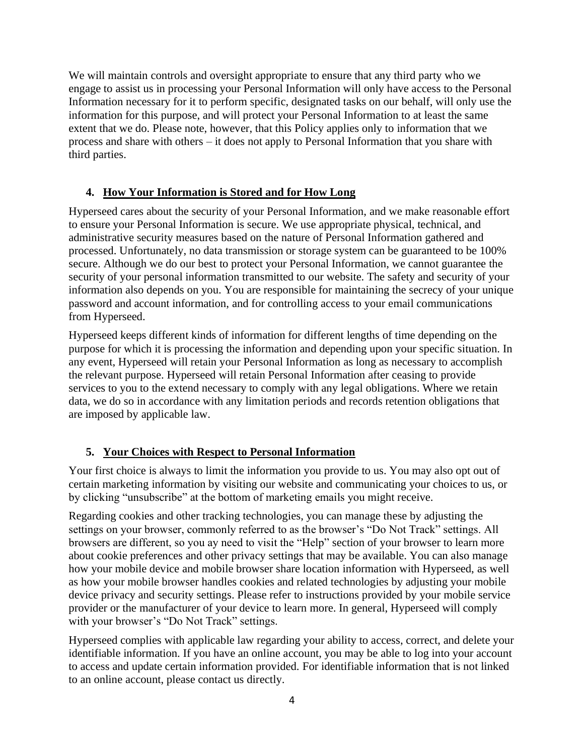We will maintain controls and oversight appropriate to ensure that any third party who we engage to assist us in processing your Personal Information will only have access to the Personal Information necessary for it to perform specific, designated tasks on our behalf, will only use the information for this purpose, and will protect your Personal Information to at least the same extent that we do. Please note, however, that this Policy applies only to information that we process and share with others – it does not apply to Personal Information that you share with third parties.

## 4. How Your Information is Stored and for How Long

Hyperseed cares about the security of your Personal Information, and we make reasonable effort to ensure your Personal Information is secure. We use appropriate physical, technical, and administrative security measures based on the nature of Personal Information gathered and processed. Unfortunately, no data transmission or storage system can be guaranteed to be 100% secure. Although we do our best to protect your Personal Information, we cannot guarantee the security of your personal information transmitted to our website. The safety and security of your information also depends on you. You are responsible for maintaining the secrecy of your unique password and account information, and for controlling access to your email communications from Hyperseed.

Hyperseed keeps different kinds of information for different lengths of time depending on the purpose for which it is processing the information and depending upon your specific situation. In any event, Hyperseed will retain your Personal Information as long as necessary to accomplish the relevant purpose. Hyperseed will retain Personal Information after ceasing to provide services to you to the extend necessary to comply with any legal obligations. Where we retain data, we do so in accordance with any limitation periods and records retention obligations that are imposed by applicable law.

## 5. Your Choices with Respect to Personal Information

Your first choice is always to limit the information you provide to us. You may also opt out of certain marketing information by visiting our website and communicating your choices to us, or by clicking "unsubscribe" at the bottom of marketing emails you might receive.

Regarding cookies and other tracking technologies, you can manage these by adjusting the settings on your browser, commonly referred to as the browser's "Do Not Track" settings. All browsers are different, so you ay need to visit the "Help" section of your browser to learn more about cookie preferences and other privacy settings that may be available. You can also manage how your mobile device and mobile browser share location information with Hyperseed, as well as how your mobile browser handles cookies and related technologies by adjusting your mobile device privacy and security settings. Please refer to instructions provided by your mobile service provider or the manufacturer of your device to learn more. In general, Hyperseed will comply with your browser's "Do Not Track" settings.

Hyperseed complies with applicable law regarding your ability to access, correct, and delete your identifiable information. If you have an online account, you may be able to log into your account to access and update certain information provided. For identifiable information that is not linked to an online account, please contact us directly.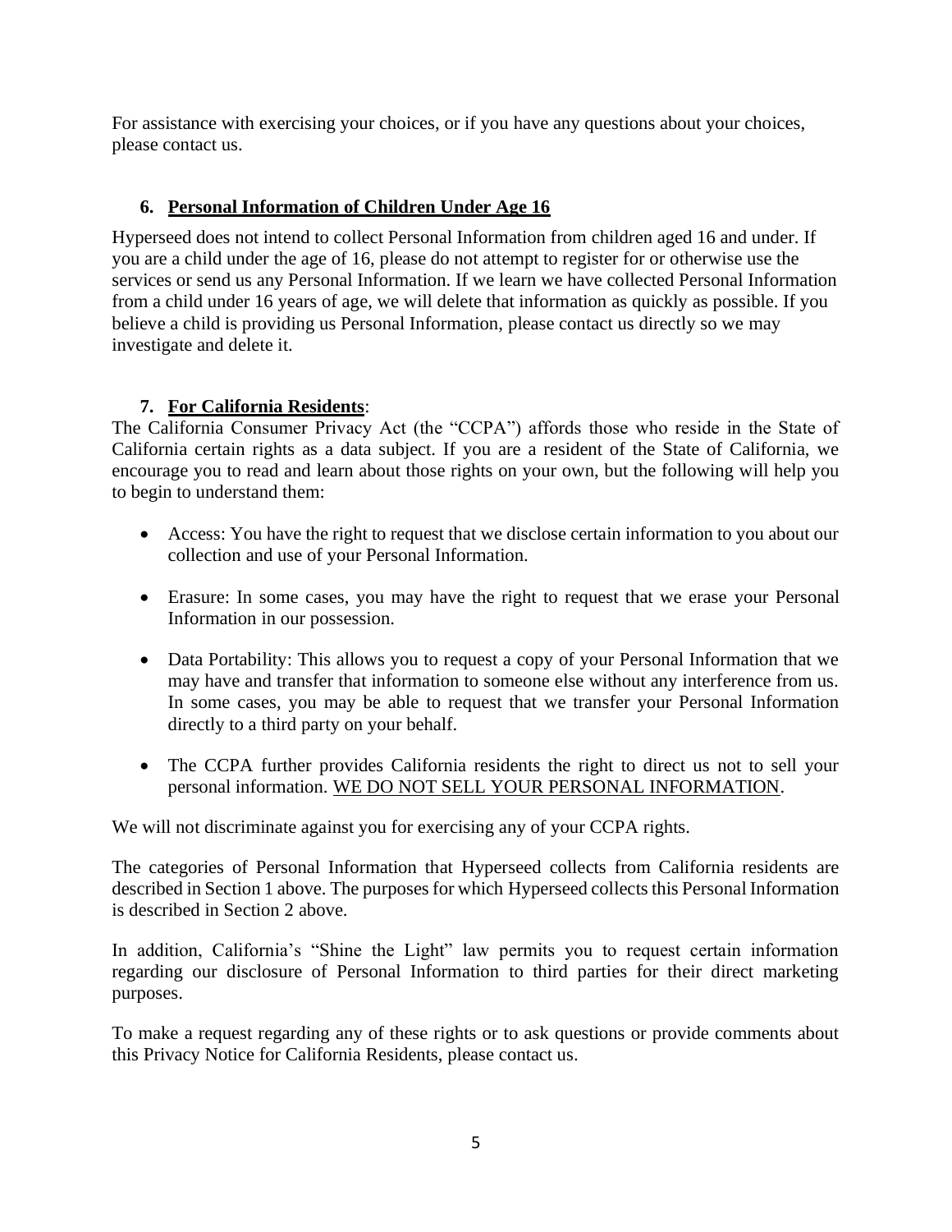For assistance with exercising your choices, or if you have any questions about your choices, please contact us.

## 6. Personal Information of Children Under Age 16

Hyperseed does not intend to collect Personal Information from children aged 16 and under. If you are a child under the age of 16, please do not attempt to register for or otherwise use the services or send us any Personal Information. If we learn we have collected Personal Information from a child under 16 years of age, we will delete that information as quickly as possible. If you believe a child is providing us Personal Information, please contact us directly so we may investigate and delete it.

## 7. For California Residents:

The California Consumer Privacy Act (the "CCPA") affords those who reside in the State of California certain rights as a data subject. If you are a resident of the State of California, we encourage you to read and learn about those rights on your own, but the following will help you to begin to understand them:

- Access: You have the right to request that we disclose certain information to you about our collection and use of your Personal Information.
- Erasure: In some cases, you may have the right to request that we erase your Personal Information in our possession.
- Data Portability: This allows you to request a copy of your Personal Information that we may have and transfer that information to someone else without any interference from us. In some cases, you may be able to request that we transfer your Personal Information directly to a third party on your behalf.
- The CCPA further provides California residents the right to direct us not to sell your personal information. <u>WE DO NOT SELL YOUR PERSONAL INFORMATION</u>.

We will not discriminate against you for exercising any of your CCPA rights.

The categories of Personal Information that Hyperseed collects from California residents are described in Section 1 above. The purposes for which Hyperseed collects this Personal Information is described in Section 2 above.

In addition, California's "Shine the Light" law permits you to request certain information regarding our disclosure of Personal Information to third parties for their direct marketing purposes.

To make a request regarding any of these rights or to ask questions or provide comments about this Privacy Notice for California Residents, please contact us.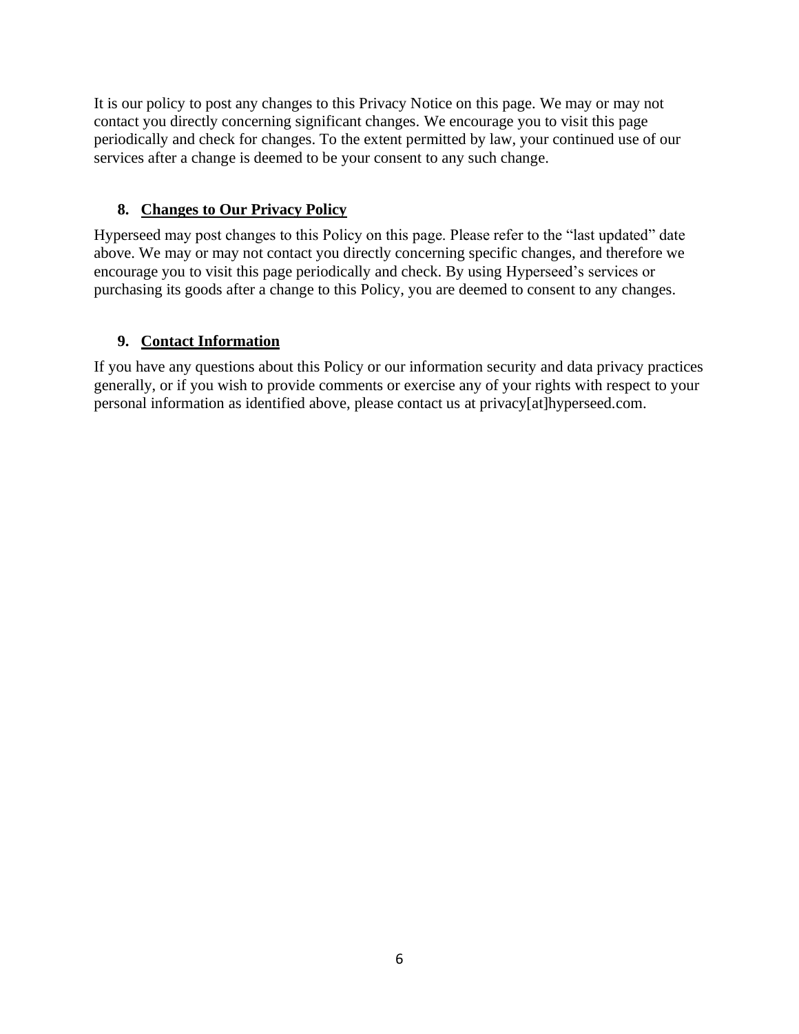It is our policy to post any changes to this Privacy Notice on this page. We may or may not contact you directly concerning significant changes. We encourage you to visit this page periodically and check for changes. To the extent permitted by law, your continued use of our services after a change is deemed to be your consent to any such change.

## 8. Changes to Our Privacy Policy

Hyperseed may post changes to this Policy on this page. Please refer to the "last updated" date above. We may or may not contact you directly concerning specific changes, and therefore we encourage you to visit this page periodically and check. By using Hyperseed's services or purchasing its goods after a change to this Policy, you are deemed to consent to any changes.

## 9. Contact Information

If you have any questions about this Policy or our information security and data privacy practices generally, or if you wish to provide comments or exercise any of your rights with respect to your personal information as identified above, please contact us at privacy[at]hyperseed.com.